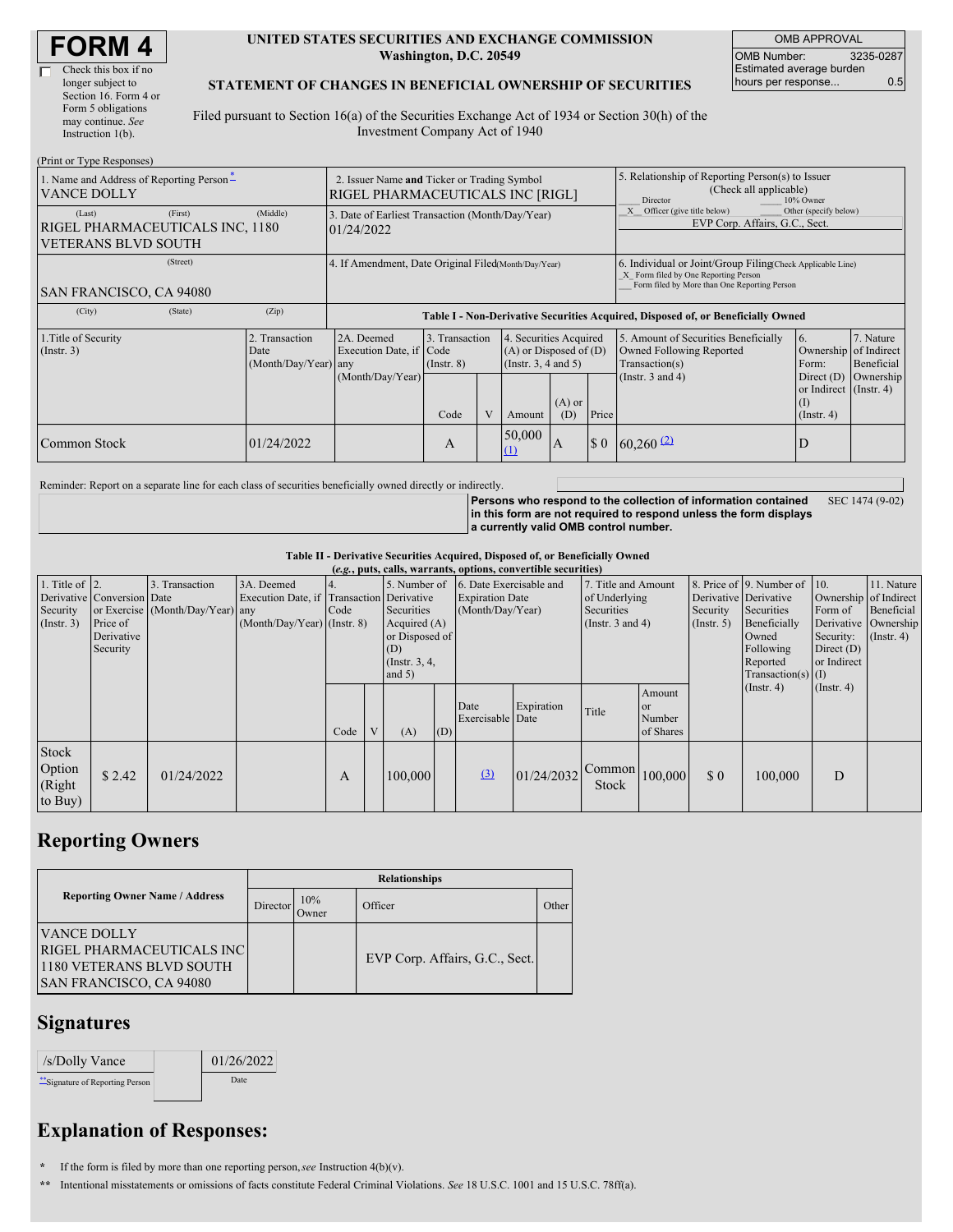# FORM 4

☐ Check this box if no longer subject to Section 16. Form 4 or Form 5 obligations may continue. *See* Instruction 1(b).

**UNITED STATES SECURITIES AND EXCHANGE COMMISSION**
**Washington, D.C. 20549**

**STATEMENT OF CHANGES IN BENEFICIAL OWNERSHIP OF SECURITIES**

Filed pursuant to Section 16(a) of the Securities Exchange Act of 1934 or Section 30(h) of the Investment Company Act of 1940

| OMB APPROVAL | |
|---|---|
| OMB Number: | 3235-0287 |
| Estimated average burden hours per response... | 0.5 |

(Print or Type Responses)

| | | |
|---|---|---|
| 1. Name and Address of Reporting Person * VANCE DOLLY | 2. Issuer Name **and** Ticker or Trading Symbol RIGEL PHARMACEUTICALS INC [RIGL] | 5. Relationship of Reporting Person(s) to Issuer (Check all applicable) ___ Director ___ 10% Owner _X_ Officer (give title below) ___ Other (specify below) EVP Corp. Affairs, G.C., Sect. |
| (Last) (First) (Middle) RIGEL PHARMACEUTICALS INC, 1180 VETERANS BLVD SOUTH | 3. Date of Earliest Transaction (Month/Day/Year) 01/24/2022 | |
| (Street) SAN FRANCISCO, CA 94080 | 4. If Amendment, Date Original Filed (Month/Day/Year) | 6. Individual or Joint/Group Filing (Check Applicable Line) _X_ Form filed by One Reporting Person ___ Form filed by More than One Reporting Person |
| (City) (State) (Zip) | | |

**Table I - Non-Derivative Securities Acquired, Disposed of, or Beneficially Owned**

| 1.Title of Security (Instr. 3) | 2. Transaction Date (Month/Day/Year) | 2A. Deemed Execution Date, if any (Month/Day/Year) | 3. Transaction Code (Instr. 8) | | 4. Securities Acquired (A) or Disposed of (D) (Instr. 3, 4 and 5) | | | 5. Amount of Securities Beneficially Owned Following Reported Transaction(s) (Instr. 3 and 4) | 6. Ownership Form: Direct (D) or Indirect (I) (Instr. 4) | 7. Nature of Indirect Beneficial Ownership (Instr. 4) |
|---|---|---|---|---|---|---|---|---|---|---|
| | | | Code | V | Amount | (A) or (D) | Price | | | |
| Common Stock | 01/24/2022 | | A | | 50,000 (1) | A | $ 0 | 60,260 (2) | D | |

Reminder: Report on a separate line for each class of securities beneficially owned directly or indirectly.

**Persons who respond to the collection of information contained in this form are not required to respond unless the form displays a currently valid OMB control number.** SEC 1474 (9-02)

**Table II - Derivative Securities Acquired, Disposed of, or Beneficially Owned**
***(e.g.*, puts, calls, warrants, options, convertible securities)**

| 1. Title of Derivative Security (Instr. 3) | 2. Conversion or Exercise Price of Derivative Security | 3. Transaction Date (Month/Day/Year) | 3A. Deemed Execution Date, if any (Month/Day/Year) | 4. Transaction Code (Instr. 8) | | 5. Number of Derivative Securities Acquired (A) or Disposed of (D) (Instr. 3, 4, and 5) | | 6. Date Exercisable and Expiration Date (Month/Day/Year) | | 7. Title and Amount of Underlying Securities (Instr. 3 and 4) | | 8. Price of Derivative Security (Instr. 5) | 9. Number of Derivative Securities Beneficially Owned Following Reported Transaction(s) (Instr. 4) | 10. Ownership Form of Derivative Security: Direct (D) or Indirect (I) (Instr. 4) | 11. Nature of Indirect Beneficial Ownership (Instr. 4) |
|---|---|---|---|---|---|---|---|---|---|---|---|---|---|---|---|
| | | | | Code | V | (A) | (D) | Date Exercisable | Expiration Date | Title | Amount or Number of Shares | | | | |
| Stock Option (Right to Buy) | $ 2.42 | 01/24/2022 | | A | | 100,000 | | (3) | 01/24/2032 | Common Stock | 100,000 | $ 0 | 100,000 | D | |

## Reporting Owners

| Reporting Owner Name / Address | Relationships | | | |
|---|---|---|---|---|
| | Director | 10% Owner | Officer | Other |
| VANCE DOLLY RIGEL PHARMACEUTICALS INC 1180 VETERANS BLVD SOUTH SAN FRANCISCO, CA 94080 | | | EVP Corp. Affairs, G.C., Sect. | |

## Signatures

| | |
|---|---|
| /s/Dolly Vance | 01/26/2022 |
| **Signature of Reporting Person | Date |

## Explanation of Responses:

\* If the form is filed by more than one reporting person, *see* Instruction 4(b)(v).

\*\* Intentional misstatements or omissions of facts constitute Federal Criminal Violations. *See* 18 U.S.C. 1001 and 15 U.S.C. 78ff(a).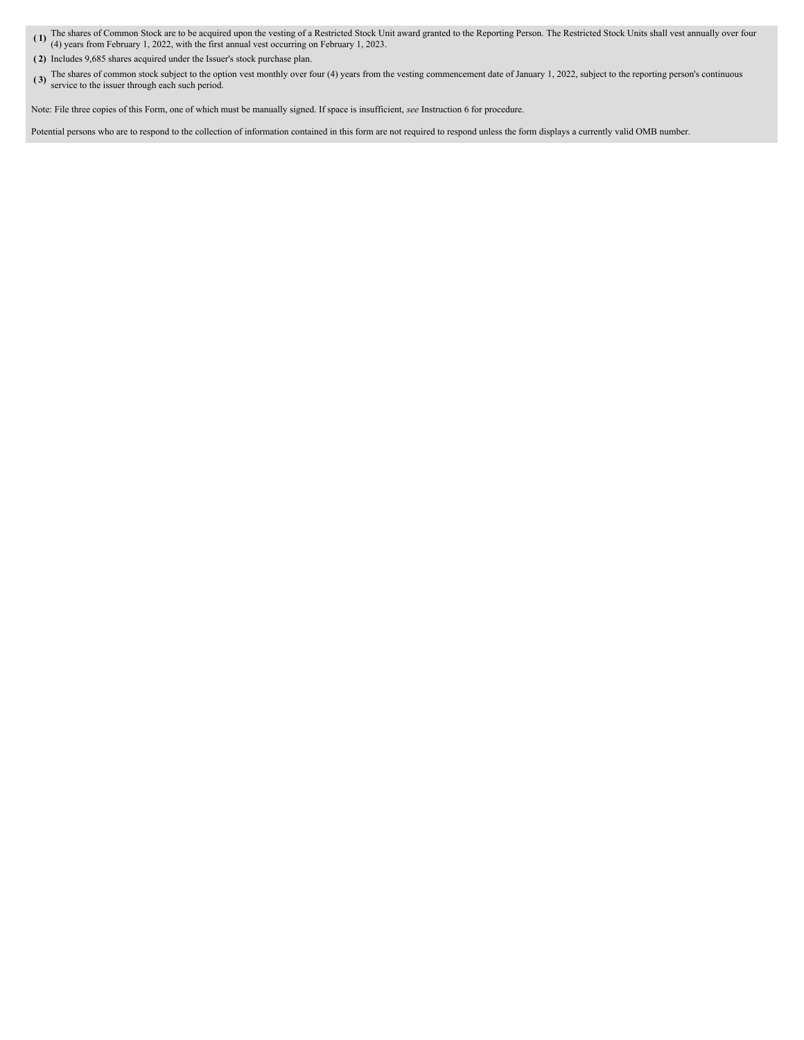**(1)** The shares of Common Stock are to be acquired upon the vesting of a Restricted Stock Unit award granted to the Reporting Person. The Restricted Stock Units shall vest annually over four (4) years from February 1, 2022, with the first annual vest occurring on February 1, 2023.

**(2)** Includes 9,685 shares acquired under the Issuer's stock purchase plan.

**(3)** The shares of common stock subject to the option vest monthly over four (4) years from the vesting commencement date of January 1, 2022, subject to the reporting person's continuous service to the issuer through each such period.

Note: File three copies of this Form, one of which must be manually signed. If space is insufficient, *see* Instruction 6 for procedure.

Potential persons who are to respond to the collection of information contained in this form are not required to respond unless the form displays a currently valid OMB number.